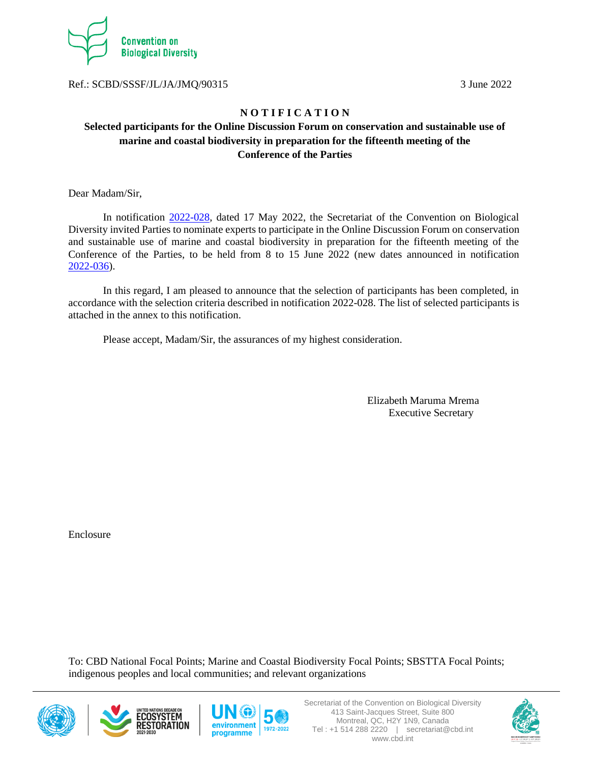Ref.: SCBD/SSSF/JL/JA/JMQ/90315 3 June 2022

# N O T I F I C A T I O N

## Selected participants for the Online Discussion Forum on conservation and sustainable use of marine and coastal biodiversity in preparation for the fifteenth meeting of the Conference of the Parties

Dear Madam/Sir,

In notification 2022-028, dated 17 May 2022, the Secretariat of the Convention on Biological Diversity invited Parties to nominate experts to participate in the Online Discussion Forum on conservation and sustainable use of marine and coastal biodiversity in preparation for the fifteenth meeting of the Conference of the Parties, to be held from 8 to 15 June 2022 (new dates announced in notification 2022-036).

In this regard, I am pleased to announce that the selection of participants has been completed, in accordance with the selection criteria described in notification 2022-028. The list of selected participants is attached in the annex to this notification.

Please accept, Madam/Sir, the assurances of my highest consideration.

Elizabeth Maruma Mrema
Executive Secretary

Enclosure

To: CBD National Focal Points; Marine and Coastal Biodiversity Focal Points; SBSTTA Focal Points; indigenous peoples and local communities; and relevant organizations

Secretariat of the Convention on Biological Diversity
413 Saint-Jacques Street, Suite 800
Montreal, QC, H2Y 1N9, Canada
Tel : +1 514 288 2220 | secretariat@cbd.int
www.cbd.int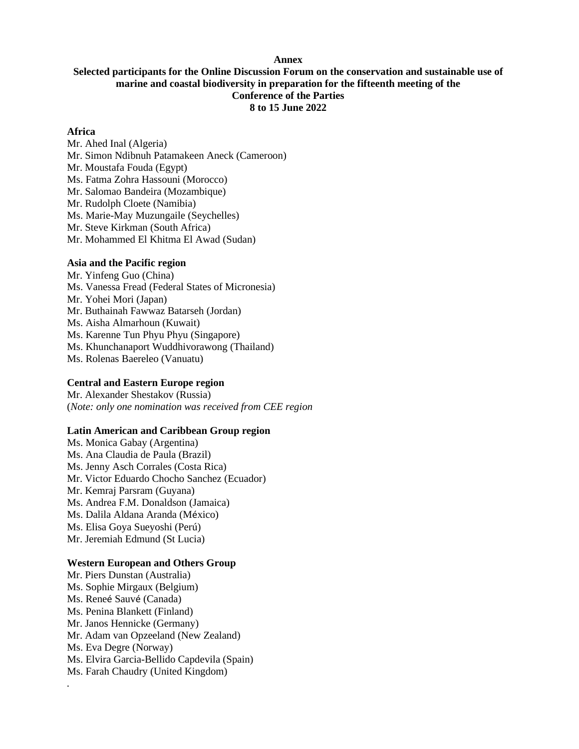**Annex**

**Selected participants for the Online Discussion Forum on the conservation and sustainable use of marine and coastal biodiversity in preparation for the fifteenth meeting of the Conference of the Parties**

**8 to 15 June 2022**

**Africa**

Mr. Ahed Inal (Algeria)
Mr. Simon Ndibnuh Patamakeen Aneck (Cameroon)
Mr. Moustafa Fouda (Egypt)
Ms. Fatma Zohra Hassouni (Morocco)
Mr. Salomao Bandeira (Mozambique)
Mr. Rudolph Cloete (Namibia)
Ms. Marie-May Muzungaile (Seychelles)
Mr. Steve Kirkman (South Africa)
Mr. Mohammed El Khitma El Awad (Sudan)

**Asia and the Pacific region**

Mr. Yinfeng Guo (China)
Ms. Vanessa Fread (Federal States of Micronesia)
Mr. Yohei Mori (Japan)
Mr. Buthainah Fawwaz Batarseh (Jordan)
Ms. Aisha Almarhoun (Kuwait)
Ms. Karenne Tun Phyu Phyu (Singapore)
Ms. Khunchanaport Wuddhivorawong (Thailand)
Ms. Rolenas Baereleo (Vanuatu)

**Central and Eastern Europe region**

Mr. Alexander Shestakov (Russia)
(*Note: only one nomination was received from CEE region*

**Latin American and Caribbean Group region**

Ms. Monica Gabay (Argentina)
Ms. Ana Claudia de Paula (Brazil)
Ms. Jenny Asch Corrales (Costa Rica)
Ms. Victor Eduardo Chocho Sanchez (Ecuador)
Mr. Kemraj Parsram (Guyana)
Ms. Andrea F.M. Donaldson (Jamaica)
Ms. Dalila Aldana Aranda (México)
Ms. Elisa Goya Sueyoshi (Perú)
Mr. Jeremiah Edmund (St Lucia)

**Western European and Others Group**

Mr. Piers Dunstan (Australia)
Ms. Sophie Mirgaux (Belgium)
Ms. Reneé Sauvé (Canada)
Ms. Penina Blankett (Finland)
Mr. Janos Hennicke (Germany)
Mr. Adam van Opzeeland (New Zealand)
Ms. Eva Degre (Norway)
Ms. Elvira Garcia-Bellido Capdevila (Spain)
Ms. Farah Chaudry (United Kingdom)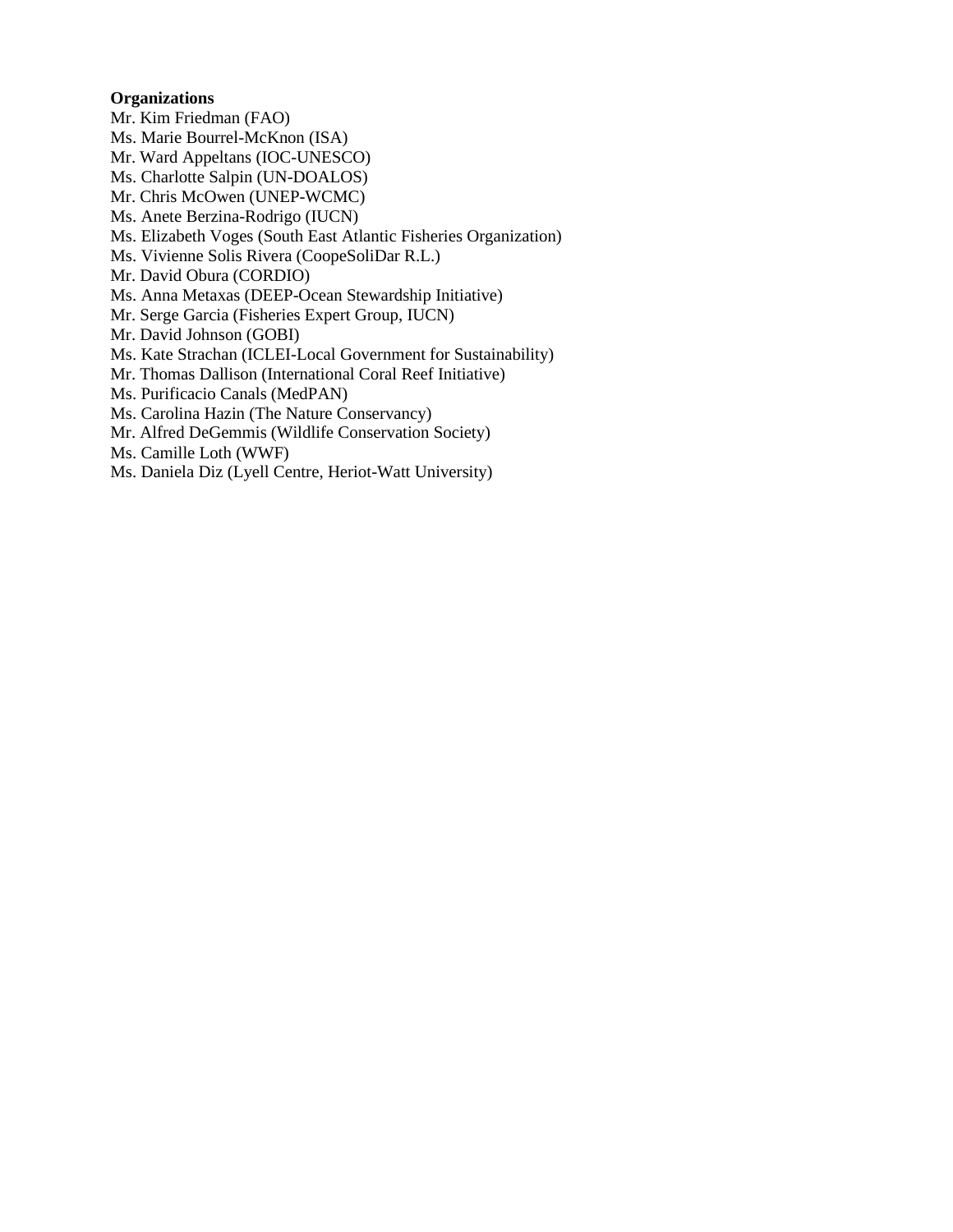**Organizations**

Mr. Kim Friedman (FAO)
Ms. Marie Bourrel-McKnon (ISA)
Mr. Ward Appeltans (IOC-UNESCO)
Ms. Charlotte Salpin (UN-DOALOS)
Mr. Chris McOwen (UNEP-WCMC)
Ms. Anete Berzina-Rodrigo (IUCN)
Ms. Elizabeth Voges (South East Atlantic Fisheries Organization)
Ms. Vivienne Solis Rivera (CoopeSoliDar R.L.)
Mr. David Obura (CORDIO)
Ms. Anna Metaxas (DEEP-Ocean Stewardship Initiative)
Mr. Serge Garcia (Fisheries Expert Group, IUCN)
Mr. David Johnson (GOBI)
Ms. Kate Strachan (ICLEI-Local Government for Sustainability)
Mr. Thomas Dallison (International Coral Reef Initiative)
Ms. Purificacio Canals (MedPAN)
Ms. Carolina Hazin (The Nature Conservancy)
Mr. Alfred DeGemmis (Wildlife Conservation Society)
Ms. Camille Loth (WWF)
Ms. Daniela Diz (Lyell Centre, Heriot-Watt University)